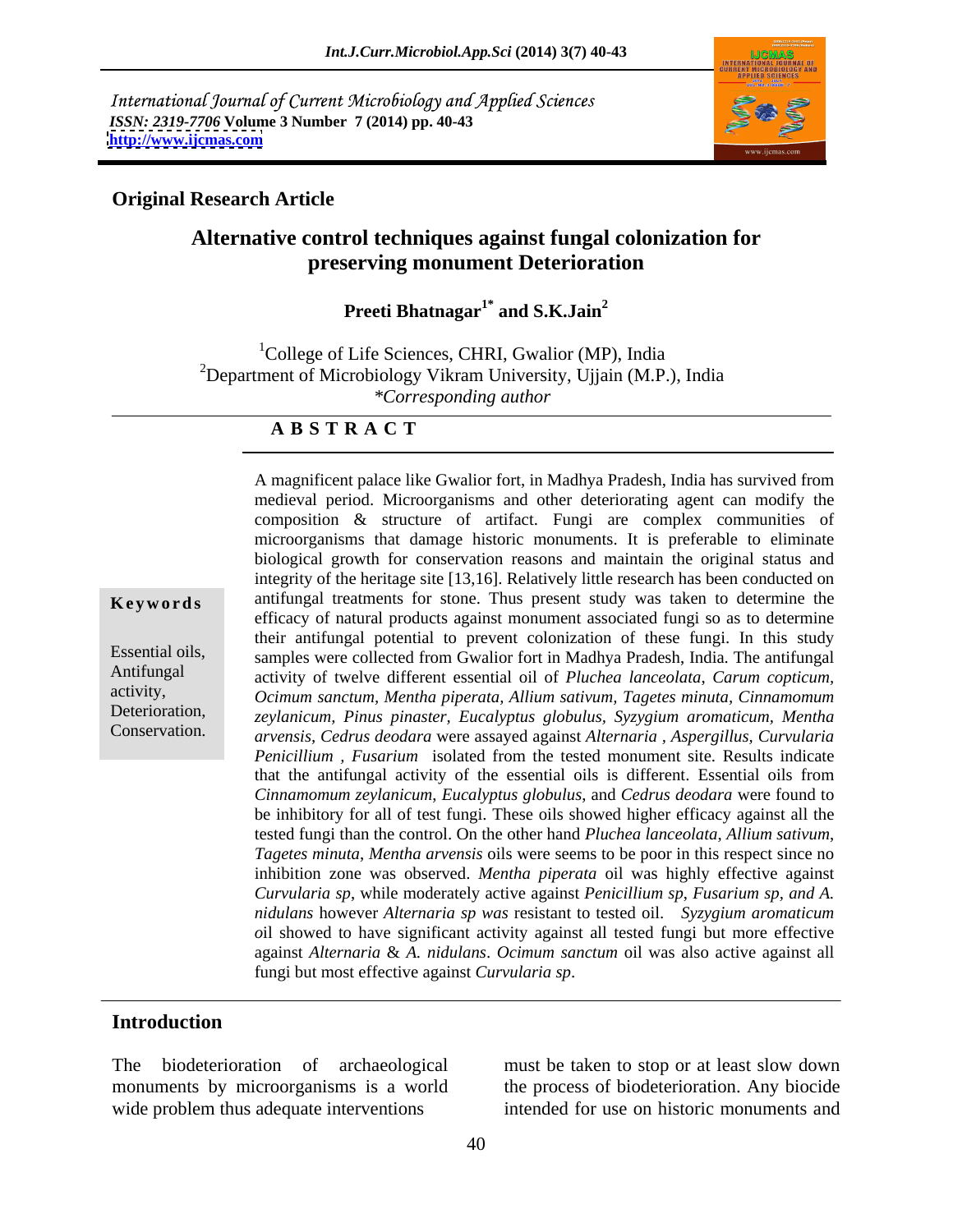International Journal of Current Microbiology and Applied Sciences
*ISSN: 2319-7706* **Volume 3 Number 7 (2014) pp. 40-43**
**http://www.ijcmas.com**

**Original Research Article**

# Alternative control techniques against fungal colonization for preserving monument Deterioration

**Preeti Bhatnagar[1*] and S.K.Jain[2]**

[1]College of Life Sciences, CHRI, Gwalior (MP), India
[2]Department of Microbiology Vikram University, Ujjain (M.P.), India
*Corresponding author

## A B S T R A C T

**Keywords**

Essential oils, Antifungal activity, Deterioration, Conservation.

A magnificent palace like Gwalior fort, in Madhya Pradesh, India has survived from medieval period. Microorganisms and other deteriorating agent can modify the composition & structure of artifact. Fungi are complex communities of microorganisms that damage historic monuments. It is preferable to eliminate biological growth for conservation reasons and maintain the original status and integrity of the heritage site [13,16]. Relatively little research has been conducted on antifungal treatments for stone. Thus present study was taken to determine the efficacy of natural products against monument associated fungi so as to determine their antifungal potential to prevent colonization of these fungi. In this study samples were collected from Gwalior fort in Madhya Pradesh, India. The antifungal activity of twelve different essential oil of *Pluchea lanceolata*, *Carum copticum, Ocimum sanctum*, *Mentha piperata, Allium sativum*, *Tagetes minuta*, *Cinnamomum zeylanicum, Pinus pinaster*, *Eucalyptus globulus*, *Syzygium aromaticum*, *Mentha arvensis, Cedrus deodara* were assayed against *Alternaria , Aspergillus*, *Curvularia Penicillium , Fusarium* isolated from the tested monument site. Results indicate that the antifungal activity of the essential oils is different. Essential oils from *Cinnamomum zeylanicum*, *Eucalyptus globulus*, and *Cedrus deodara* were found to be inhibitory for all of test fungi. These oils showed higher efficacy against all the tested fungi than the control. On the other hand *Pluchea lanceolata, Allium sativum*, *Tagetes minuta*, *Mentha arvensis* oils were seems to be poor in this respect since no inhibition zone was observed. *Mentha piperata* oil was highly effective against *Curvularia sp*, while moderately active against *Penicillium sp*, *Fusarium sp, and A. nidulans* however *Alternaria sp was* resistant to tested oil. *Syzygium aromaticum o*il showed to have significant activity against all tested fungi but more effective against *Alternaria* & *A. nidulans*. *Ocimum sanctum* oil was also active against all fungi but most effective against *Curvularia sp*.

## Introduction

The biodeterioration of archaeological monuments by microorganisms is a world wide problem thus adequate interventions must be taken to stop or at least slow down the process of biodeterioration. Any biocide intended for use on historic monuments and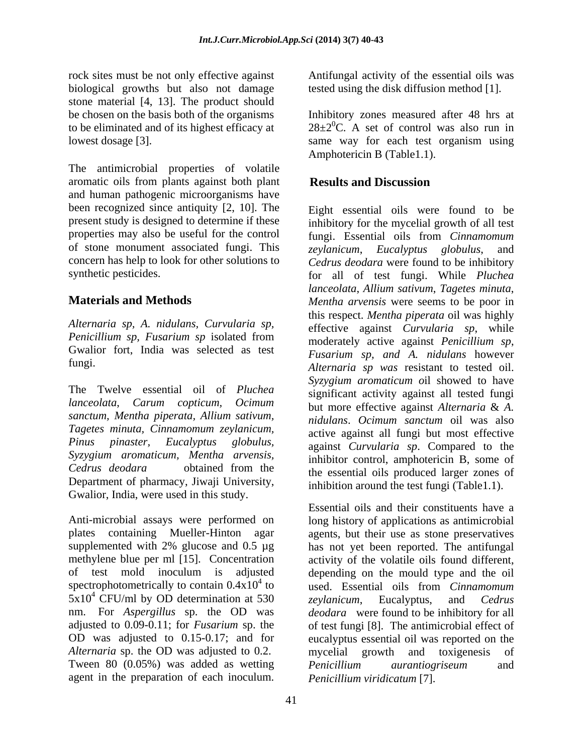rock sites must be not only effective against biological growths but also not damage stone material [4, 13]. The product should be chosen on the basis both of the organisms to be eliminated and of its highest efficacy at lowest dosage [3].

The antimicrobial properties of volatile aromatic oils from plants against both plant and human pathogenic microorganisms have been recognized since antiquity [2, 10]. The present study is designed to determine if these properties may also be useful for the control of stone monument associated fungi. This concern has help to look for other solutions to synthetic pesticides.

## Materials and Methods

*Alternaria sp, A. nidulans, Curvularia sp, Penicillium sp, Fusarium sp* isolated from Gwalior fort, India was selected as test fungi.

The Twelve essential oil of *Pluchea lanceolata, Carum copticum, Ocimum sanctum, Mentha piperata, Allium sativum, Tagetes minuta, Cinnamomum zeylanicum, Pinus pinaster, Eucalyptus globulus, Syzygium aromaticum, Mentha arvensis, Cedrus deodara* obtained from the Department of pharmacy, Jiwaji University, Gwalior, India, were used in this study.

Anti-microbial assays were performed on plates containing Mueller-Hinton agar supplemented with 2% glucose and 0.5 µg methylene blue per ml [15]. Concentration of test mold inoculum is adjusted spectrophotometrically to contain $0.4 \times 10^4$ to $5 \times 10^4$ CFU/ml by OD determination at 530 nm. For *Aspergillus* sp. the OD was adjusted to 0.09-0.11; for *Fusarium* sp. the OD was adjusted to 0.15-0.17; and for *Alternaria* sp. the OD was adjusted to 0.2. Tween 80 (0.05%) was added as wetting agent in the preparation of each inoculum. Antifungal activity of the essential oils was tested using the disk diffusion method [1].

Inhibitory zones measured after 48 hrs at $28 \pm 2^0$C. A set of control was also run in same way for each test organism using Amphotericin B (Table1.1).

## Results and Discussion

Eight essential oils were found to be inhibitory for the mycelial growth of all test fungi. Essential oils from *Cinnamomum zeylanicum*, *Eucalyptus globulus*, and *Cedrus deodara* were found to be inhibitory for all of test fungi. While *Pluchea lanceolata*, *Allium sativum*, *Tagetes minuta*, *Mentha arvensis* were seems to be poor in this respect. *Mentha piperata* oil was highly effective against *Curvularia sp*, while moderately active against *Penicillium sp*, *Fusarium sp, and A. nidulans* however *Alternaria sp was* resistant to tested oil. *Syzygium aromaticum o*il showed to have significant activity against all tested fungi but more effective against *Alternaria* & *A. nidulans*. *Ocimum sanctum* oil was also active against all fungi but most effective against *Curvularia sp*. Compared to the inhibitor control, amphotericin B, some of the essential oils produced larger zones of inhibition around the test fungi (Table1.1).

Essential oils and their constituents have a long history of applications as antimicrobial agents, but their use as stone preservatives has not yet been reported. The antifungal activity of the volatile oils found different, depending on the mould type and the oil used. Essential oils from *Cinnamomum zeylanicum*, Eucalyptus, and *Cedrus deodara* were found to be inhibitory for all of test fungi [8]. The antimicrobial effect of eucalyptus essential oil was reported on the mycelial growth and toxigenesis of *Penicillium aurantiogriseum* and *Penicillium viridicatum* [7].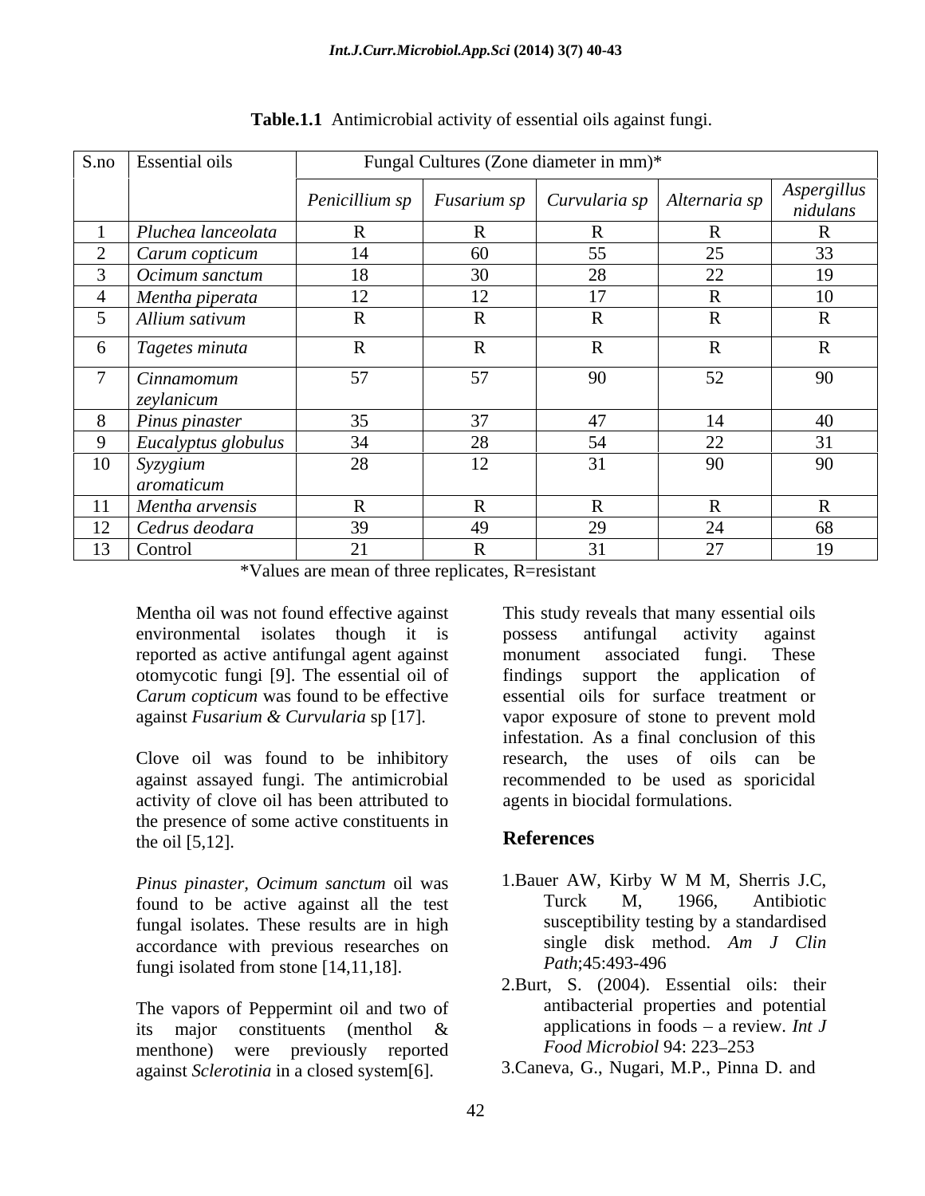**Table.1.1** Antimicrobial activity of essential oils against fungi.

| S.no | Essential oils | Fungal Cultures (Zone diameter in mm)* | | | | |
|---|---|---|---|---|---|---|
| | | *Penicillium sp* | *Fusarium sp* | *Curvularia sp* | *Alternaria sp* | *Aspergillus nidulans* |
| 1 | *Pluchea lanceolata* | R | R | R | R | R |
| 2 | *Carum copticum* | 14 | 60 | 55 | 25 | 33 |
| 3 | *Ocimum sanctum* | 18 | 30 | 28 | 22 | 19 |
| 4 | *Mentha piperata* | 12 | 12 | 17 | R | 10 |
| 5 | *Allium sativum* | R | R | R | R | R |
| 6 | *Tagetes minuta* | R | R | R | R | R |
| 7 | *Cinnamomum zeylanicum* | 57 | 57 | 90 | 52 | 90 |
| 8 | *Pinus pinaster* | 35 | 37 | 47 | 14 | 40 |
| 9 | *Eucalyptus globulus* | 34 | 28 | 54 | 22 | 31 |
| 10 | *Syzygium aromaticum* | 28 | 12 | 31 | 90 | 90 |
| 11 | *Mentha arvensis* | R | R | R | R | R |
| 12 | *Cedrus deodara* | 39 | 49 | 29 | 24 | 68 |
| 13 | Control | 21 | R | 31 | 27 | 19 |

*Values are mean of three replicates, R=resistant

Mentha oil was not found effective against environmental isolates though it is reported as active antifungal agent against otomycotic fungi [9]. The essential oil of *Carum copticum* was found to be effective against *Fusarium & Curvularia* sp [17].

Clove oil was found to be inhibitory against assayed fungi. The antimicrobial activity of clove oil has been attributed to the presence of some active constituents in the oil [5,12].

*Pinus pinaster, Ocimum sanctum* oil was found to be active against all the test fungal isolates. These results are in high accordance with previous researches on fungi isolated from stone [14,11,18].

The vapors of Peppermint oil and two of its major constituents (menthol & menthone) were previously reported against *Sclerotinia* in a closed system[6].

This study reveals that many essential oils possess antifungal activity against monument associated fungi. These findings support the application of essential oils for surface treatment or vapor exposure of stone to prevent mold infestation. As a final conclusion of this research, the uses of oils can be recommended to be used as sporicidal agents in biocidal formulations.

## References

1. Bauer AW, Kirby W M M, Sherris J.C, Turck M, 1966, Antibiotic susceptibility testing by a standardised single disk method. *Am J Clin Path*;45:493-496
2. Burt, S. (2004). Essential oils: their antibacterial properties and potential applications in foods – a review. *Int J Food Microbiol* 94: 223–253
3. Caneva, G., Nugari, M.P., Pinna D. and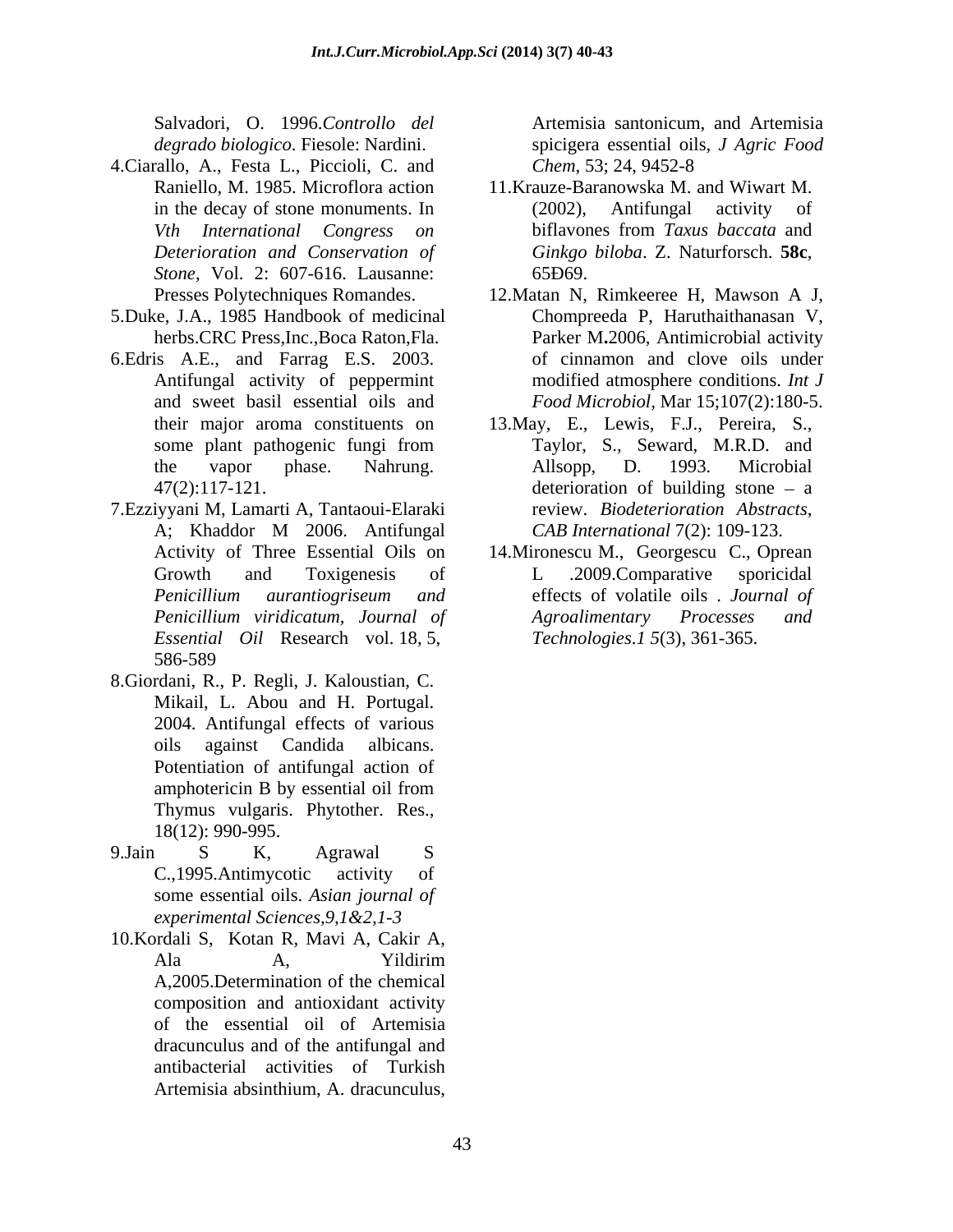Salvadori, O. 1996.*Controllo del degrado biologico*. Fiesole: Nardini.

4.Ciarallo, A., Festa L., Piccioli, C. and Raniello, M. 1985. Microflora action in the decay of stone monuments. In *Vth International Congress on Deterioration and Conservation of Stone*, Vol. 2: 607-616. Lausanne: Presses Polytechniques Romandes.

5.Duke, J.A., 1985 Handbook of medicinal herbs.CRC Press,Inc.,Boca Raton,Fla.

6.Edris A.E., and Farrag E.S. 2003. Antifungal activity of peppermint and sweet basil essential oils and their major aroma constituents on some plant pathogenic fungi from the vapor phase. Nahrung. 47(2):117-121.

7.Ezziyyani M, Lamarti A, Tantaoui-Elaraki A; Khaddor M 2006. Antifungal Activity of Three Essential Oils on Growth and Toxigenesis of *Penicillium aurantiogriseum and Penicillium viridicatum, Journal of Essential Oil* Research vol. 18, 5, 586-589

8.Giordani, R., P. Regli, J. Kaloustian, C. Mikail, L. Abou and H. Portugal. 2004. Antifungal effects of various oils against Candida albicans. Potentiation of antifungal action of amphotericin B by essential oil from Thymus vulgaris. Phytother. Res., 18(12): 990-995.

9.Jain S K, Agrawal S C.,1995.Antimycotic activity of some essential oils. *Asian journal of experimental Sciences,9,1&2,1-3*

10.Kordali S, Kotan R, Mavi A, Cakir A, Ala A, Yildirim A,2005.Determination of the chemical composition and antioxidant activity of the essential oil of Artemisia dracunculus and of the antifungal and antibacterial activities of Turkish Artemisia absinthium, A. dracunculus, Artemisia santonicum, and Artemisia spicigera essential oils, *J Agric Food Chem*, 53; 24, 9452-8

11.Krauze-Baranowska M. and Wiwart M. (2002), Antifungal activity of biflavones from *Taxus baccata* and *Ginkgo biloba*. Z. Naturforsch. **58c**, 65Ð69.

12.Matan N, Rimkeeree H, Mawson A J, Chompreeda P, Haruthaithanasan V, Parker M**.**2006, Antimicrobial activity of cinnamon and clove oils under modified atmosphere conditions. *Int J Food Microbiol,* Mar 15;107(2):180-5.

13.May, E., Lewis, F.J., Pereira, S., Taylor, S., Seward, M.R.D. and Allsopp, D. 1993. Microbial deterioration of building stone – a review. *Biodeterioration Abstracts*, *CAB International* 7(2): 109-123.

14.Mironescu M., Georgescu C., Oprean L .2009.Comparative sporicidal effects of volatile oils . *Journal of Agroalimentary Processes and Technologies*.*1 5*(3), 361-365.